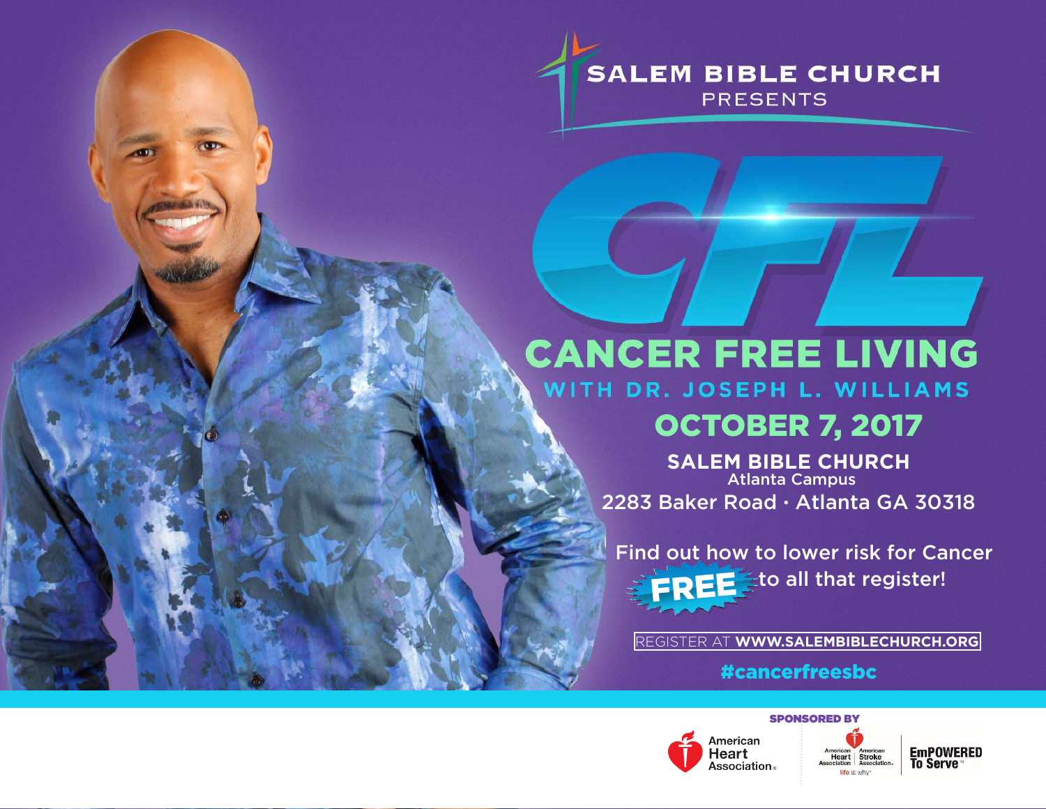SALEM BIBLE CHURCH
PRESENTS

# CFL

## CANCER FREE LIVING

### WITH DR. JOSEPH L. WILLIAMS

## OCTOBER 7, 2017

**SALEM BIBLE CHURCH**
Atlanta Campus
2283 Baker Road · Atlanta GA 30318

Find out how to lower risk for Cancer
**FREE** to all that register!

REGISTER AT **WWW.SALEMBIBLECHURCH.ORG**

#cancerfreesbc

**SPONSORED BY**

American Heart Association

American Heart Association | American Stroke Association
life is why

EmPOWERED To Serve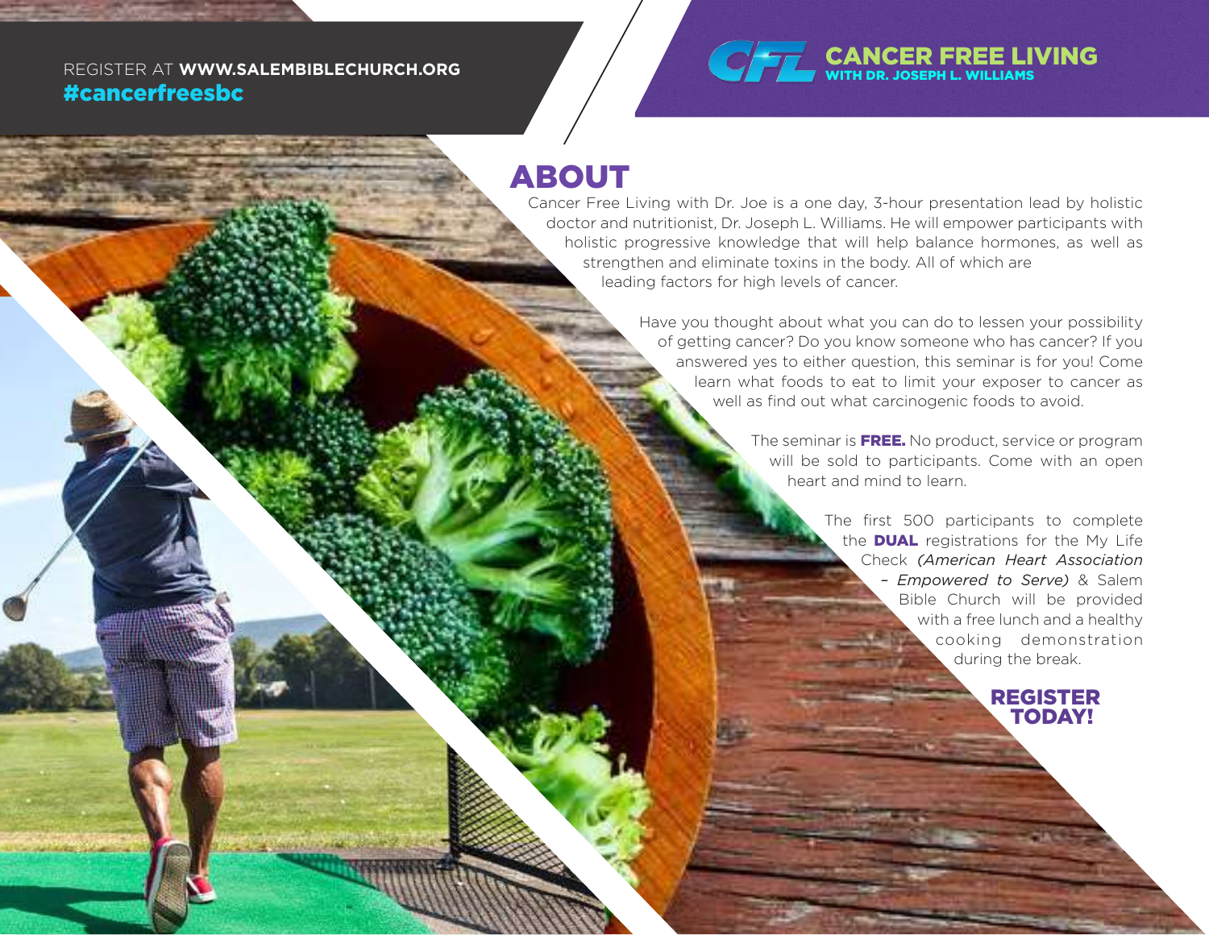REGISTER AT **WWW.SALEMBIBLECHURCH.ORG**

**#cancerfreesbc**

**CANCER FREE LIVING**
**WITH DR. JOSEPH L. WILLIAMS**

# ABOUT

Cancer Free Living with Dr. Joe is a one day, 3-hour presentation lead by holistic doctor and nutritionist, Dr. Joseph L. Williams. He will empower participants with holistic progressive knowledge that will help balance hormones, as well as strengthen and eliminate toxins in the body. All of which are leading factors for high levels of cancer.

Have you thought about what you can do to lessen your possibility of getting cancer? Do you know someone who has cancer? If you answered yes to either question, this seminar is for you! Come learn what foods to eat to limit your exposer to cancer as well as find out what carcinogenic foods to avoid.

The seminar is **FREE.** No product, service or program will be sold to participants. Come with an open heart and mind to learn.

The first 500 participants to complete the **DUAL** registrations for the My Life Check *(American Heart Association – Empowered to Serve)* & Salem Bible Church will be provided with a free lunch and a healthy cooking demonstration during the break.

**REGISTER TODAY!**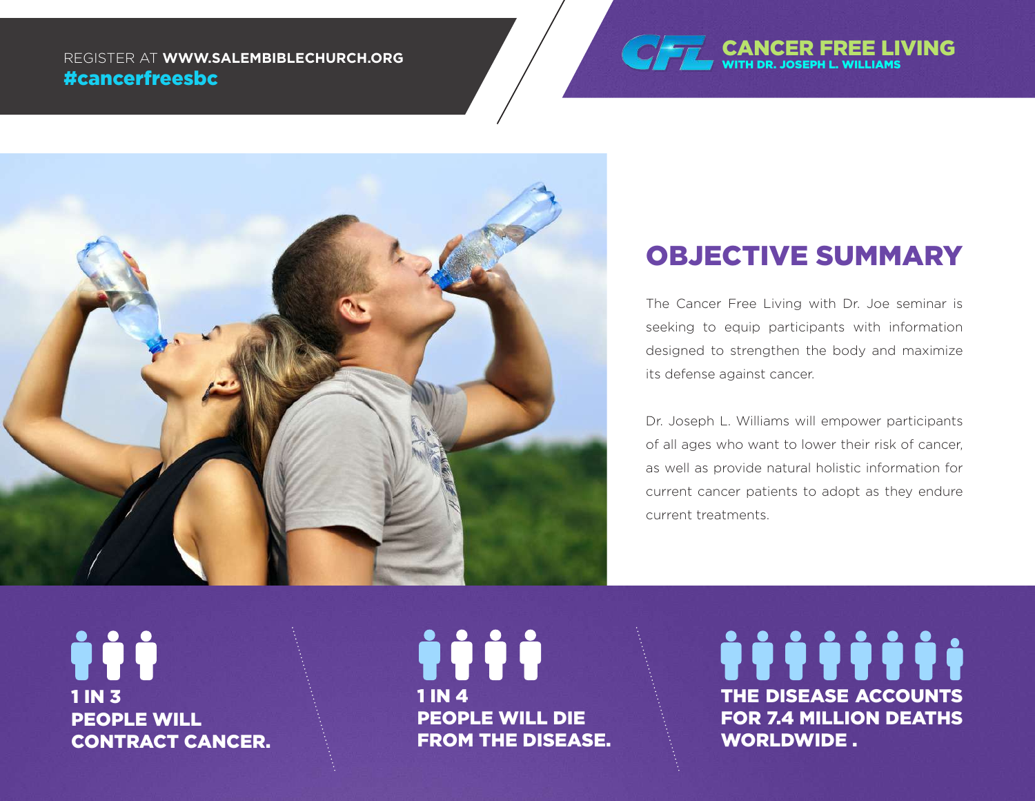REGISTER AT **WWW.SALEMBIBLECHURCH.ORG**
**#cancerfreesbc**

**CANCER FREE LIVING**
**WITH DR. JOSEPH L. WILLIAMS**

## OBJECTIVE SUMMARY

The Cancer Free Living with Dr. Joe seminar is seeking to equip participants with information designed to strengthen the body and maximize its defense against cancer.

Dr. Joseph L. Williams will empower participants of all ages who want to lower their risk of cancer, as well as provide natural holistic information for current cancer patients to adopt as they endure current treatments.

**1 IN 3**
**PEOPLE WILL CONTRACT CANCER.**

**1 IN 4**
**PEOPLE WILL DIE FROM THE DISEASE.**

**THE DISEASE ACCOUNTS FOR 7.4 MILLION DEATHS WORLDWIDE .**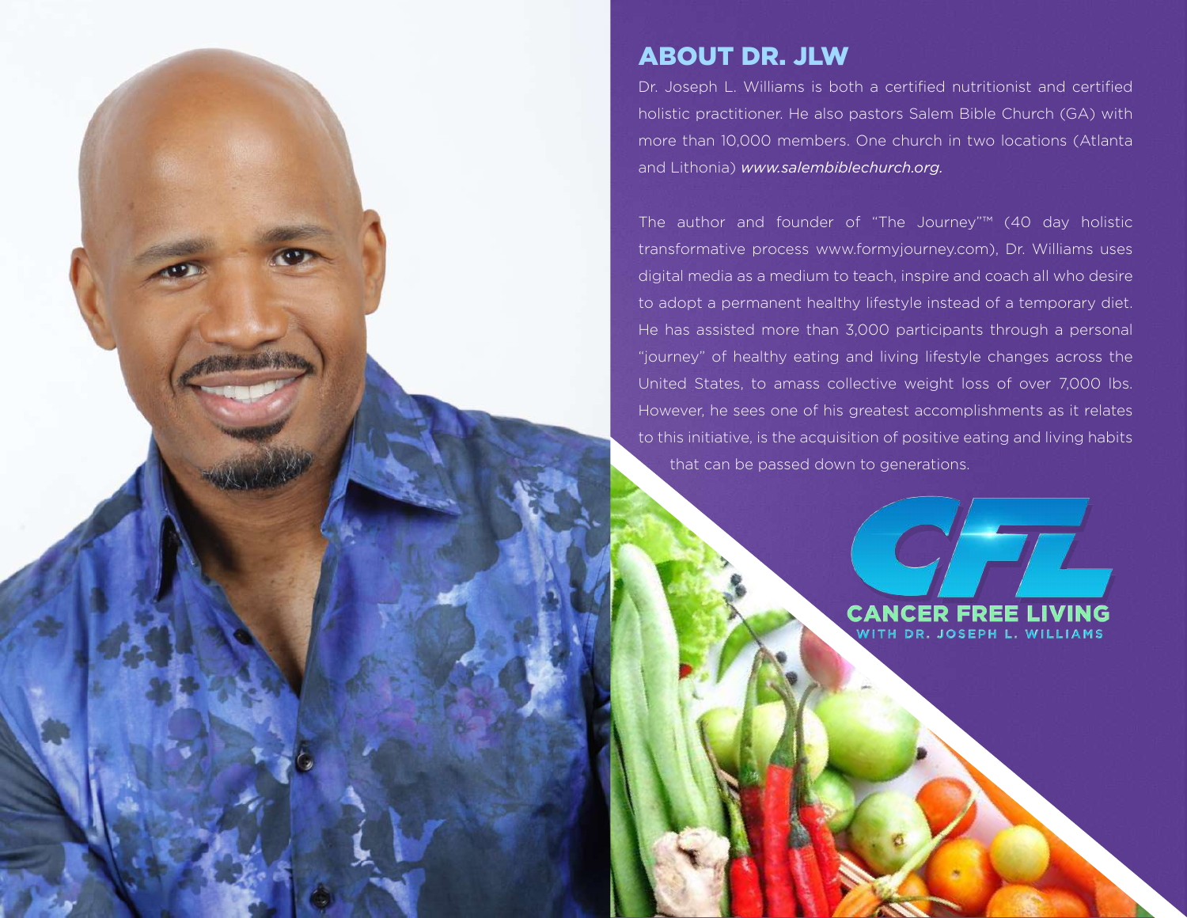## ABOUT DR. JLW

Dr. Joseph L. Williams is both a certified nutritionist and certified holistic practitioner. He also pastors Salem Bible Church (GA) with more than 10,000 members. One church in two locations (Atlanta and Lithonia) *www.salembiblechurch.org.*

The author and founder of "The Journey"™ (40 day holistic transformative process www.formyjourney.com), Dr. Williams uses digital media as a medium to teach, inspire and coach all who desire to adopt a permanent healthy lifestyle instead of a temporary diet. He has assisted more than 3,000 participants through a personal "journey" of healthy eating and living lifestyle changes across the United States, to amass collective weight loss of over 7,000 lbs. However, he sees one of his greatest accomplishments as it relates to this initiative, is the acquisition of positive eating and living habits that can be passed down to generations.

CFL

CANCER FREE LIVING

WITH DR. JOSEPH L. WILLIAMS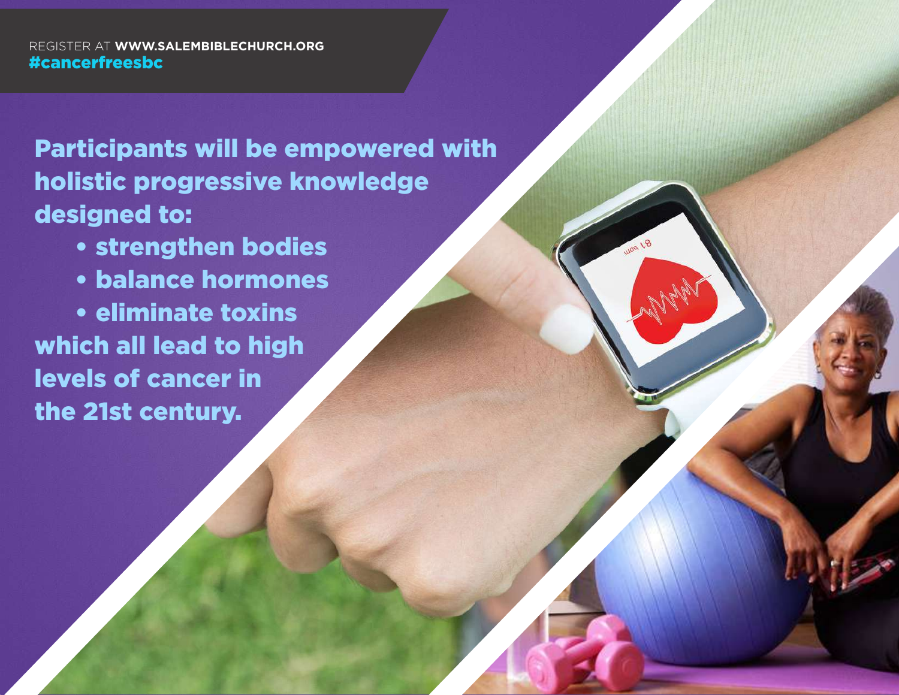REGISTER AT **WWW.SALEMBIBLECHURCH.ORG**
**#cancerfreesbc**

**Participants will be empowered with holistic progressive knowledge designed to:**

- **strengthen bodies**
- **balance hormones**
- **eliminate toxins**

**which all lead to high levels of cancer in the 21st century.**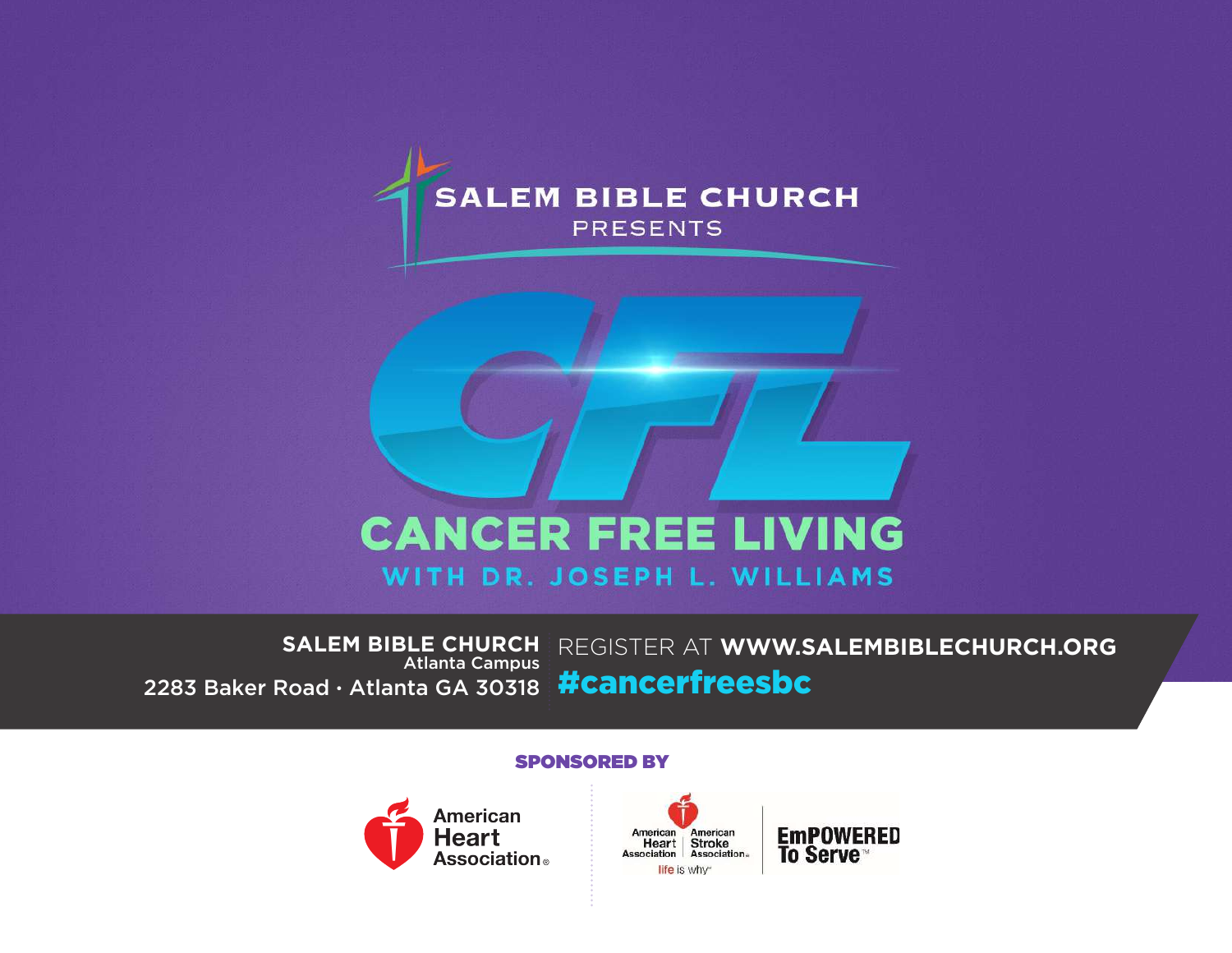SALEM BIBLE CHURCH

PRESENTS

# CFL

## CANCER FREE LIVING

### WITH DR. JOSEPH L. WILLIAMS

**SALEM BIBLE CHURCH**
Atlanta Campus
2283 Baker Road · Atlanta GA 30318

REGISTER AT **WWW.SALEMBIBLECHURCH.ORG**

**#cancerfreesbc**

**SPONSORED BY**

American Heart Association®

American Heart Association | American Stroke Association
life is why™

EmPOWERED To Serve™